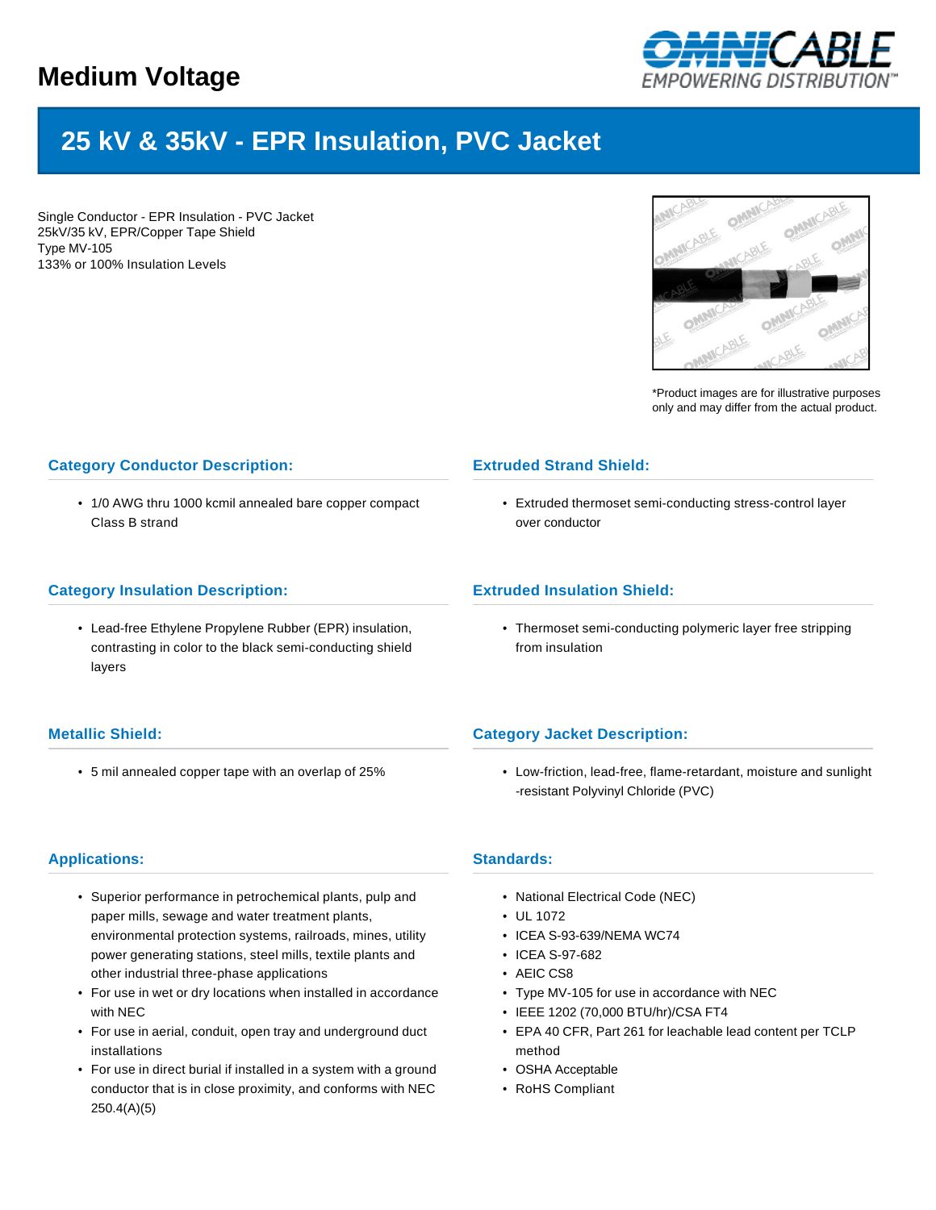# Medium Voltage

## 25 kV & 35kV - EPR Insulation, PVC Jacket

Single Conductor - EPR Insulation - PVC Jacket
25kV/35 kV, EPR/Copper Tape Shield
Type MV-105
133% or 100% Insulation Levels

*Product images are for illustrative purposes only and may differ from the actual product.

### Category Conductor Description:

- 1/0 AWG thru 1000 kcmil annealed bare copper compact Class B strand

### Extruded Strand Shield:

- Extruded thermoset semi-conducting stress-control layer over conductor

### Category Insulation Description:

- Lead-free Ethylene Propylene Rubber (EPR) insulation, contrasting in color to the black semi-conducting shield layers

### Extruded Insulation Shield:

- Thermoset semi-conducting polymeric layer free stripping from insulation

### Metallic Shield:

- 5 mil annealed copper tape with an overlap of 25%

### Category Jacket Description:

- Low-friction, lead-free, flame-retardant, moisture and sunlight -resistant Polyvinyl Chloride (PVC)

### Applications:

- Superior performance in petrochemical plants, pulp and paper mills, sewage and water treatment plants, environmental protection systems, railroads, mines, utility power generating stations, steel mills, textile plants and other industrial three-phase applications
- For use in wet or dry locations when installed in accordance with NEC
- For use in aerial, conduit, open tray and underground duct installations
- For use in direct burial if installed in a system with a ground conductor that is in close proximity, and conforms with NEC 250.4(A)(5)

### Standards:

- National Electrical Code (NEC)
- UL 1072
- ICEA S-93-639/NEMA WC74
- ICEA S-97-682
- AEIC CS8
- Type MV-105 for use in accordance with NEC
- IEEE 1202 (70,000 BTU/hr)/CSA FT4
- EPA 40 CFR, Part 261 for leachable lead content per TCLP method
- OSHA Acceptable
- RoHS Compliant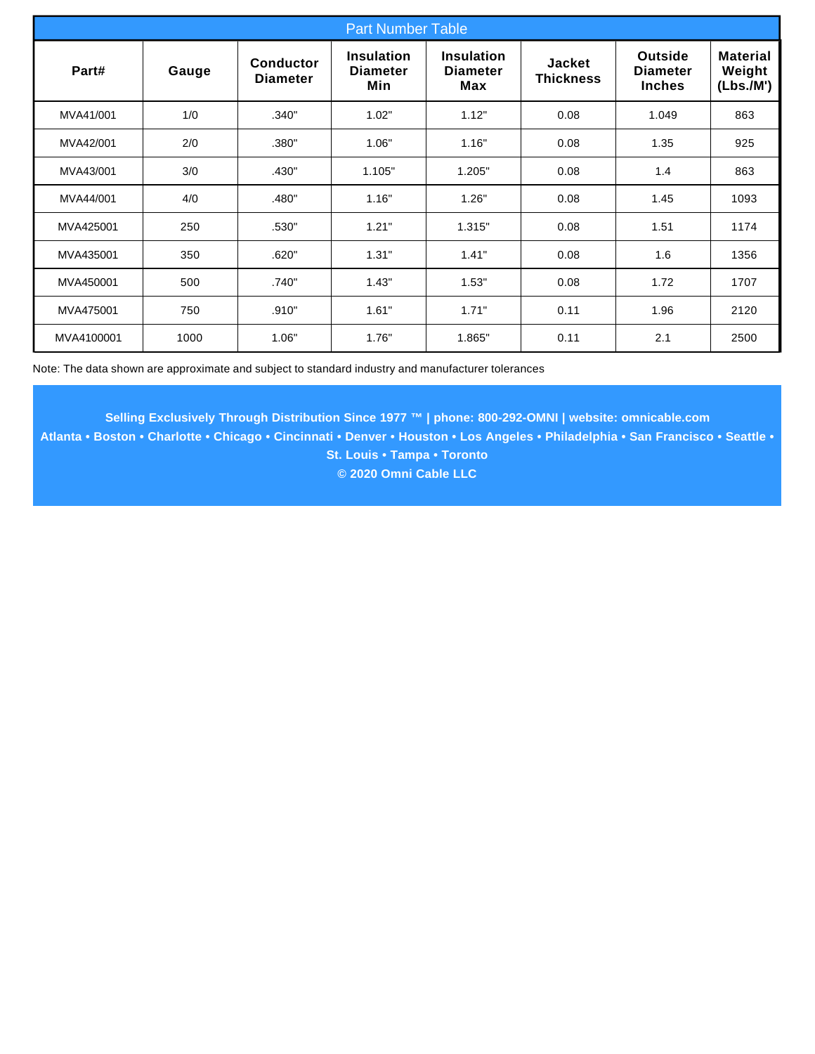## Part Number Table

| Part# | Gauge | Conductor Diameter | Insulation Diameter Min | Insulation Diameter Max | Jacket Thickness | Outside Diameter Inches | Material Weight (Lbs./M') |
|---|---|---|---|---|---|---|---|
| MVA41/001 | 1/0 | .340" | 1.02" | 1.12" | 0.08 | 1.049 | 863 |
| MVA42/001 | 2/0 | .380" | 1.06" | 1.16" | 0.08 | 1.35 | 925 |
| MVA43/001 | 3/0 | .430" | 1.105" | 1.205" | 0.08 | 1.4 | 863 |
| MVA44/001 | 4/0 | .480" | 1.16" | 1.26" | 0.08 | 1.45 | 1093 |
| MVA425001 | 250 | .530" | 1.21" | 1.315" | 0.08 | 1.51 | 1174 |
| MVA435001 | 350 | .620" | 1.31" | 1.41" | 0.08 | 1.6 | 1356 |
| MVA450001 | 500 | .740" | 1.43" | 1.53" | 0.08 | 1.72 | 1707 |
| MVA475001 | 750 | .910" | 1.61" | 1.71" | 0.11 | 1.96 | 2120 |
| MVA4100001 | 1000 | 1.06" | 1.76" | 1.865" | 0.11 | 2.1 | 2500 |

Note: The data shown are approximate and subject to standard industry and manufacturer tolerances

**Selling Exclusively Through Distribution Since 1977 ™ | phone: 800-292-OMNI | website: omnicable.com**

**Atlanta • Boston • Charlotte • Chicago • Cincinnati • Denver • Houston • Los Angeles • Philadelphia • San Francisco • Seattle • St. Louis • Tampa • Toronto**

**© 2020 Omni Cable LLC**